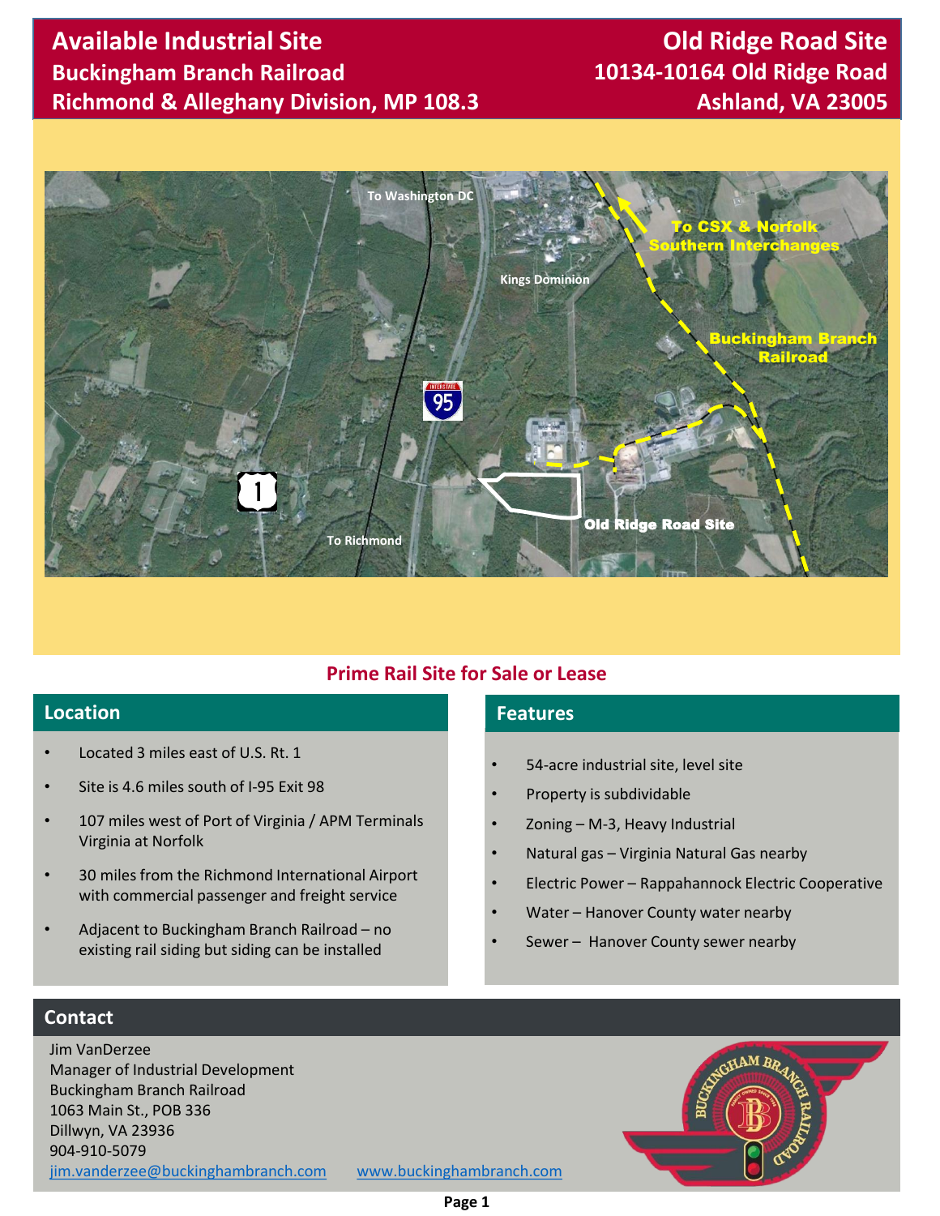# Available Industrial Site
## Buckingham Branch Railroad
## Richmond & Alleghany Division, MP 108.3

# Old Ridge Road Site
## 10134-10164 Old Ridge Road
## Ashland, VA 23005

**Prime Rail Site for Sale or Lease**

## Location

- Located 3 miles east of U.S. Rt. 1
- Site is 4.6 miles south of I-95 Exit 98
- 107 miles west of Port of Virginia / APM Terminals Virginia at Norfolk
- 30 miles from the Richmond International Airport with commercial passenger and freight service
- Adjacent to Buckingham Branch Railroad – no existing rail siding but siding can be installed

## Features

- 54-acre industrial site, level site
- Property is subdividable
- Zoning – M-3, Heavy Industrial
- Natural gas – Virginia Natural Gas nearby
- Electric Power – Rappahannock Electric Cooperative
- Water – Hanover County water nearby
- Sewer – Hanover County sewer nearby

## Contact

Jim VanDerzee
Manager of Industrial Development
Buckingham Branch Railroad
1063 Main St., POB 336
Dillwyn, VA 23936
904-910-5079
jim.vanderzee@buckinghambranch.com www.buckinghambranch.com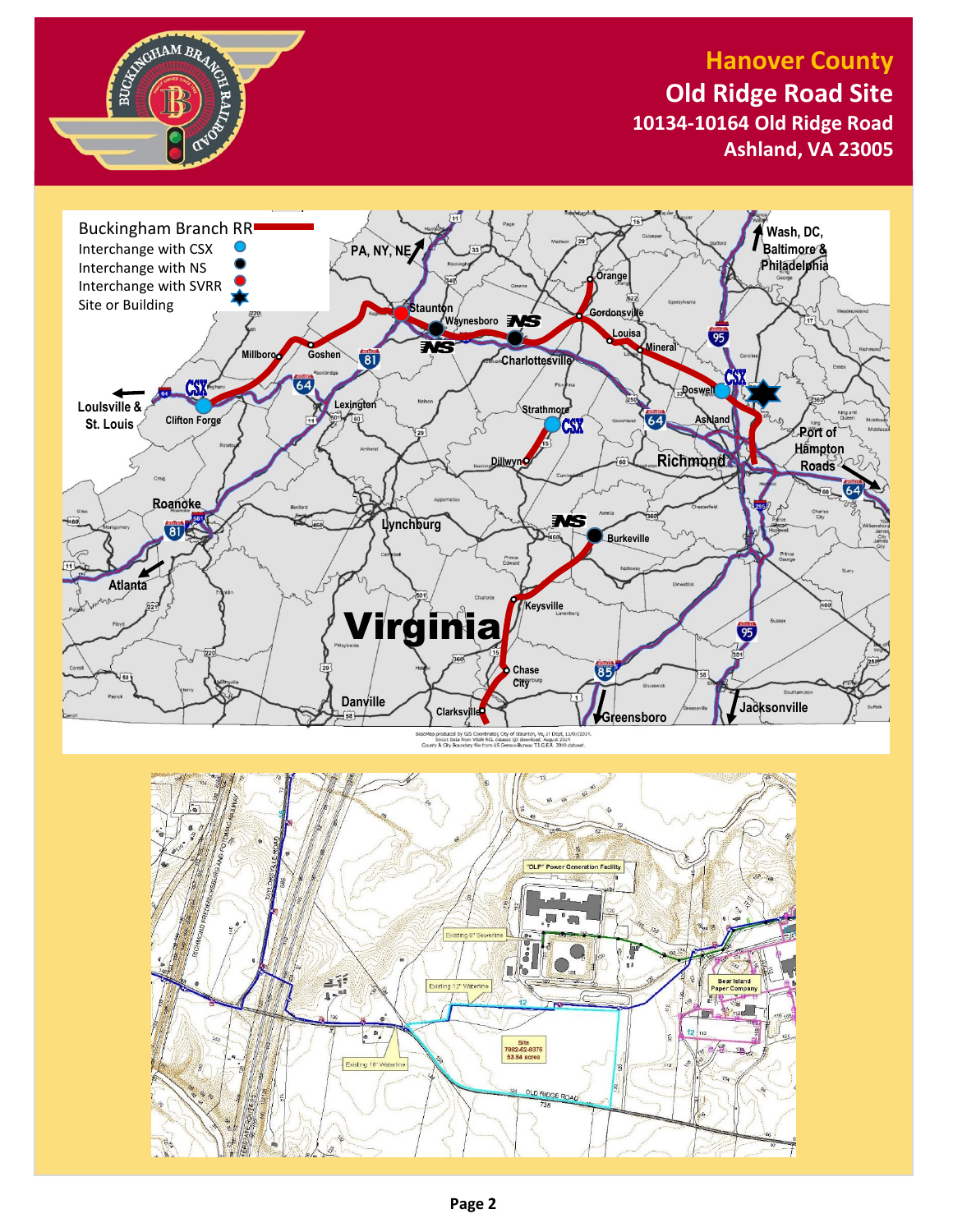# Hanover County

## Old Ridge Road Site

**10134-10164 Old Ridge Road**
**Ashland, VA 23005**

Buckingham Branch RR
Interchange with CSX
Interchange with NS
Interchange with SVRR
Site or Building

PA, NY, NE
Wash, DC, Baltimore & Philadelphia
Staunton
Waynesboro
Orange
Gordonsville
Louisa
Mineral
Charlottesville
Doswell
Ashland
Millboro
Goshen
Louisville & St. Louis
Clifton Forge
Lexington
Strathmore
Dillwyn
Richmond
Port of Hampton Roads
Roanoke
Lynchburg
Burkeville
Atlanta
Keysville
Virginia
Chase City
Danville
Clarksville
Greensboro
Jacksonville

"DLP" Power Generation Facility
Existing 8" Sewerline
Existing 12" Waterline
Existing 16" Waterline
Site
7982-62-8376
53.84 acres
OLD RIDGE ROAD
Bear Island Paper Company